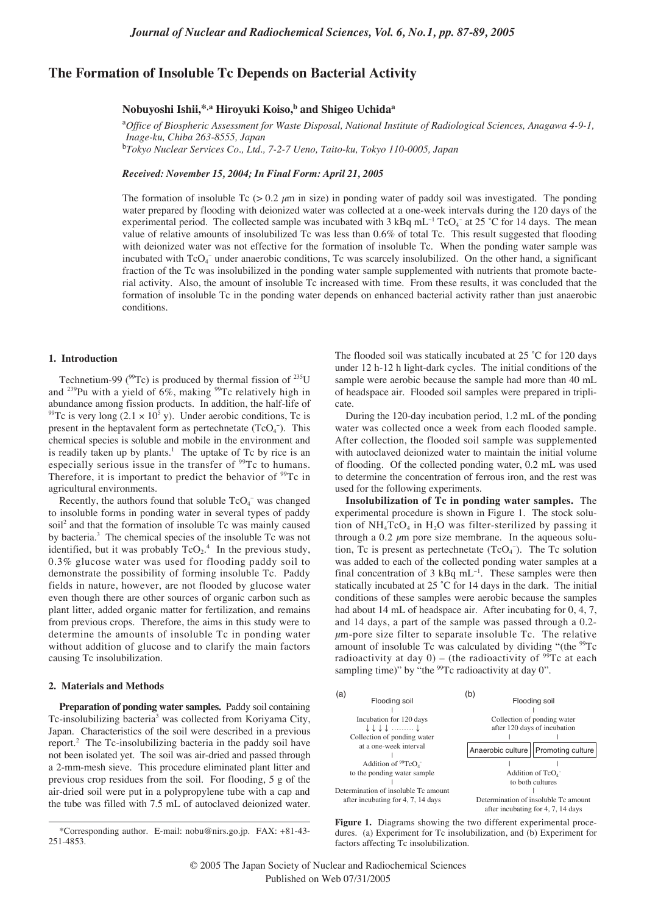# The Formation of Insoluble Tc Depends on Bacterial Activity

**Nobuyoshi Ishii,\*[,a] Hiroyuki Koiso,[b] and Shigeo Uchida[a]**

[a]*Office of Biospheric Assessment for Waste Disposal, National Institute of Radiological Sciences, Anagawa 4-9-1, Inage-ku, Chiba 263-8555, Japan*
[b]*Tokyo Nuclear Services Co., Ltd., 7-2-7 Ueno, Taito-ku, Tokyo 110-0005, Japan*

***Received: November 15, 2004; In Final Form: April 21, 2005***

The formation of insoluble Tc (> 0.2 $\mu$m in size) in ponding water of paddy soil was investigated. The ponding water prepared by flooding with deionized water was collected at a one-week intervals during the 120 days of the experimental period. The collected sample was incubated with 3 kBq mL$^{-1}$ $TcO_4^-$ at 25 °C for 14 days. The mean value of relative amounts of insolubilized Tc was less than 0.6% of total Tc. This result suggested that flooding with deionized water was not effective for the formation of insoluble Tc. When the ponding water sample was incubated with $TcO_4^-$ under anaerobic conditions, Tc was scarcely insolubilized. On the other hand, a significant fraction of the Tc was insolubilized in the ponding water sample supplemented with nutrients that promote bacterial activity. Also, the amount of insoluble Tc increased with time. From these results, it was concluded that the formation of insoluble Tc in the ponding water depends on enhanced bacterial activity rather than just anaerobic conditions.

## 1. Introduction

Technetium-99 ($^{99}$Tc) is produced by thermal fission of $^{235}$U and $^{239}$Pu with a yield of 6%, making $^{99}$Tc relatively high in abundance among fission products. In addition, the half-life of $^{99}$Tc is very long ($2.1 \times 10^5$ y). Under aerobic conditions, Tc is present in the heptavalent form as pertechnetate ($TcO_4^-$). This chemical species is soluble and mobile in the environment and is readily taken up by plants.[1] The uptake of Tc by rice is an especially serious issue in the transfer of $^{99}$Tc to humans. Therefore, it is important to predict the behavior of $^{99}$Tc in agricultural environments.

Recently, the authors found that soluble $TcO_4^-$ was changed to insoluble forms in ponding water in several types of paddy soil[2] and that the formation of insoluble Tc was mainly caused by bacteria.[3] The chemical species of the insoluble Tc was not identified, but it was probably $TcO_2$.[4] In the previous study, 0.3% glucose water was used for flooding paddy soil to demonstrate the possibility of forming insoluble Tc. Paddy fields in nature, however, are not flooded by glucose water even though there are other sources of organic carbon such as plant litter, added organic matter for fertilization, and remains from previous crops. Therefore, the aims in this study were to determine the amounts of insoluble Tc in ponding water without addition of glucose and to clarify the main factors causing Tc insolubilization.

## 2. Materials and Methods

**Preparation of ponding water samples.** Paddy soil containing Tc-insolubilizing bacteria[3] was collected from Koriyama City, Japan. Characteristics of the soil were described in a previous report.[2] The Tc-insolubilizing bacteria in the paddy soil have not been isolated yet. The soil was air-dried and passed through a 2-mm-mesh sieve. This procedure eliminated plant litter and previous crop residues from the soil. For flooding, 5 g of the air-dried soil were put in a polypropylene tube with a cap and the tube was filled with 7.5 mL of autoclaved deionized water. The flooded soil was statically incubated at 25 °C for 120 days under 12 h-12 h light-dark cycles. The initial conditions of the sample were aerobic because the sample had more than 40 mL of headspace air. Flooded soil samples were prepared in triplicate.

During the 120-day incubation period, 1.2 mL of the ponding water was collected once a week from each flooded sample. After collection, the flooded soil sample was supplemented with autoclaved deionized water to maintain the initial volume of flooding. Of the collected ponding water, 0.2 mL was used to determine the concentration of ferrous iron, and the rest was used for the following experiments.

**Insolubilization of Tc in ponding water samples.** The experimental procedure is shown in Figure 1. The stock solution of $NH_4TcO_4$ in $H_2O$ was filter-sterilized by passing it through a 0.2 $\mu$m pore size membrane. In the aqueous solution, Tc is present as pertechnetate ($TcO_4^-$). The Tc solution was added to each of the collected ponding water samples at a final concentration of 3 kBq mL$^{-1}$. These samples were then statically incubated at 25 °C for 14 days in the dark. The initial conditions of these samples were aerobic because the samples had about 14 mL of headspace air. After incubating for 0, 4, 7, and 14 days, a part of the sample was passed through a 0.2-$\mu$m-pore size filter to separate insoluble Tc. The relative amount of insoluble Tc was calculated by dividing "(the $^{99}$Tc radioactivity at day 0) – (the radioactivity of $^{99}$Tc at each sampling time)" by "the $^{99}$Tc radioactivity at day 0".

(a)
Flooding soil
|
Incubation for 120 days
↓ ↓ ↓ ↓ ......... ↓
Collection of ponding water at a one-week interval
|
Addition of $^{99}TcO_4^-$ to the ponding water sample
|
Determination of insoluble Tc amount after incubating for 4, 7, 14 days

(b)
Flooding soil
|
Collection of ponding water after 120 days of incubation
| |
Anaerobic culture | Promoting culture
| |
Addition of $TcO_4^-$ to both cultures
|
Determination of insoluble Tc amount after incubating for 4, 7, 14 days

**Figure 1.** Diagrams showing the two different experimental procedures. (a) Experiment for Tc insolubilization, and (b) Experiment for factors affecting Tc insolubilization.

\*Corresponding author. E-mail: nobu@nirs.go.jp. FAX: +81-43-251-4853.

© 2005 The Japan Society of Nuclear and Radiochemical Sciences
Published on Web 07/31/2005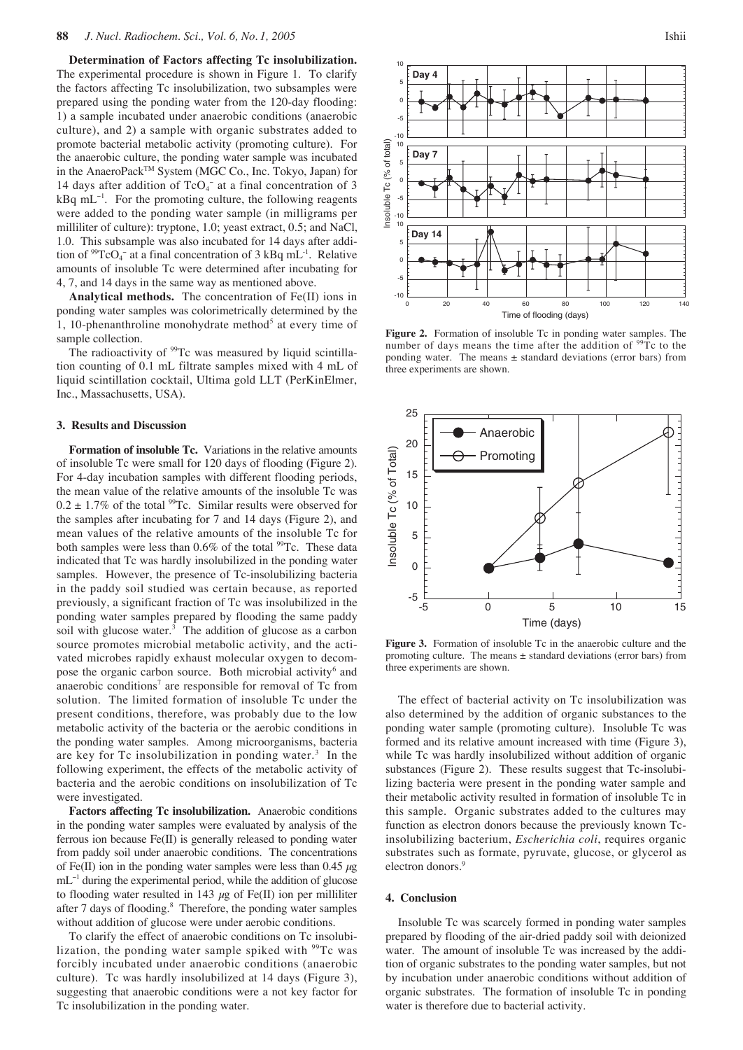**Determination of Factors affecting Tc insolubilization.** The experimental procedure is shown in Figure 1. To clarify the factors affecting Tc insolubilization, two subsamples were prepared using the ponding water from the 120-day flooding: 1) a sample incubated under anaerobic conditions (anaerobic culture), and 2) a sample with organic substrates added to promote bacterial metabolic activity (promoting culture). For the anaerobic culture, the ponding water sample was incubated in the AnaeroPack™ System (MGC Co., Inc. Tokyo, Japan) for 14 days after addition of $TcO_4^-$ at a final concentration of 3 kBq $mL^{-1}$. For the promoting culture, the following reagents were added to the ponding water sample (in milligrams per milliliter of culture): tryptone, 1.0; yeast extract, 0.5; and NaCl, 1.0. This subsample was also incubated for 14 days after addition of $^{99}TcO_4^-$ at a final concentration of 3 kBq $mL^{-1}$. Relative amounts of insoluble Tc were determined after incubating for 4, 7, and 14 days in the same way as mentioned above.

**Analytical methods.** The concentration of Fe(II) ions in ponding water samples was colorimetrically determined by the 1, 10-phenanthroline monohydrate method[5] at every time of sample collection.

The radioactivity of $^{99}$Tc was measured by liquid scintillation counting of 0.1 mL filtrate samples mixed with 4 mL of liquid scintillation cocktail, Ultima gold LLT (PerKinElmer, Inc., Massachusetts, USA).

## 3. Results and Discussion

**Formation of insoluble Tc.** Variations in the relative amounts of insoluble Tc were small for 120 days of flooding (Figure 2). For 4-day incubation samples with different flooding periods, the mean value of the relative amounts of the insoluble Tc was $0.2 \pm 1.7\%$ of the total $^{99}$Tc. Similar results were observed for the samples after incubating for 7 and 14 days (Figure 2), and mean values of the relative amounts of the insoluble Tc for both samples were less than 0.6% of the total $^{99}$Tc. These data indicated that Tc was hardly insolubilized in the ponding water samples. However, the presence of Tc-insolubilizing bacteria in the paddy soil studied was certain because, as reported previously, a significant fraction of Tc was insolubilized in the ponding water samples prepared by flooding the same paddy soil with glucose water.[3] The addition of glucose as a carbon source promotes microbial metabolic activity, and the activated microbes rapidly exhaust molecular oxygen to decompose the organic carbon source. Both microbial activity[6] and anaerobic conditions[7] are responsible for removal of Tc from solution. The limited formation of insoluble Tc under the present conditions, therefore, was probably due to the low metabolic activity of the bacteria or the aerobic conditions in the ponding water samples. Among microorganisms, bacteria are key for Tc insolubilization in ponding water.[3] In the following experiment, the effects of the metabolic activity of bacteria and the aerobic conditions on insolubilization of Tc were investigated.

**Factors affecting Tc insolubilization.** Anaerobic conditions in the ponding water samples were evaluated by analysis of the ferrous ion because Fe(II) is generally released to ponding water from paddy soil under anaerobic conditions. The concentrations of Fe(II) ion in the ponding water samples were less than 0.45 $\mu$g $mL^{-1}$ during the experimental period, while the addition of glucose to flooding water resulted in 143 $\mu$g of Fe(II) ion per milliliter after 7 days of flooding.[8] Therefore, the ponding water samples without addition of glucose were under aerobic conditions.

To clarify the effect of anaerobic conditions on Tc insolubilization, the ponding water sample spiked with $^{99}$Tc was forcibly incubated under anaerobic conditions (anaerobic culture). Tc was hardly insolubilized at 14 days (Figure 3), suggesting that anaerobic conditions were a not key factor for Tc insolubilization in the ponding water.

**Figure 2.** Formation of insoluble Tc in ponding water samples. The number of days means the time after the addition of $^{99}$Tc to the ponding water. The means ± standard deviations (error bars) from three experiments are shown.

**Figure 3.** Formation of insoluble Tc in the anaerobic culture and the promoting culture. The means ± standard deviations (error bars) from three experiments are shown.

The effect of bacterial activity on Tc insolubilization was also determined by the addition of organic substances to the ponding water sample (promoting culture). Insoluble Tc was formed and its relative amount increased with time (Figure 3), while Tc was hardly insolubilized without addition of organic substances (Figure 2). These results suggest that Tc-insolubilizing bacteria were present in the ponding water sample and their metabolic activity resulted in formation of insoluble Tc in this sample. Organic substrates added to the cultures may function as electron donors because the previously known Tc-insolubilizing bacterium, *Escherichia coli*, requires organic substrates such as formate, pyruvate, glucose, or glycerol as electron donors.[9]

## 4. Conclusion

Insoluble Tc was scarcely formed in ponding water samples prepared by flooding of the air-dried paddy soil with deionized water. The amount of insoluble Tc was increased by the addition of organic substrates to the ponding water samples, but not by incubation under anaerobic conditions without addition of organic substrates. The formation of insoluble Tc in ponding water is therefore due to bacterial activity.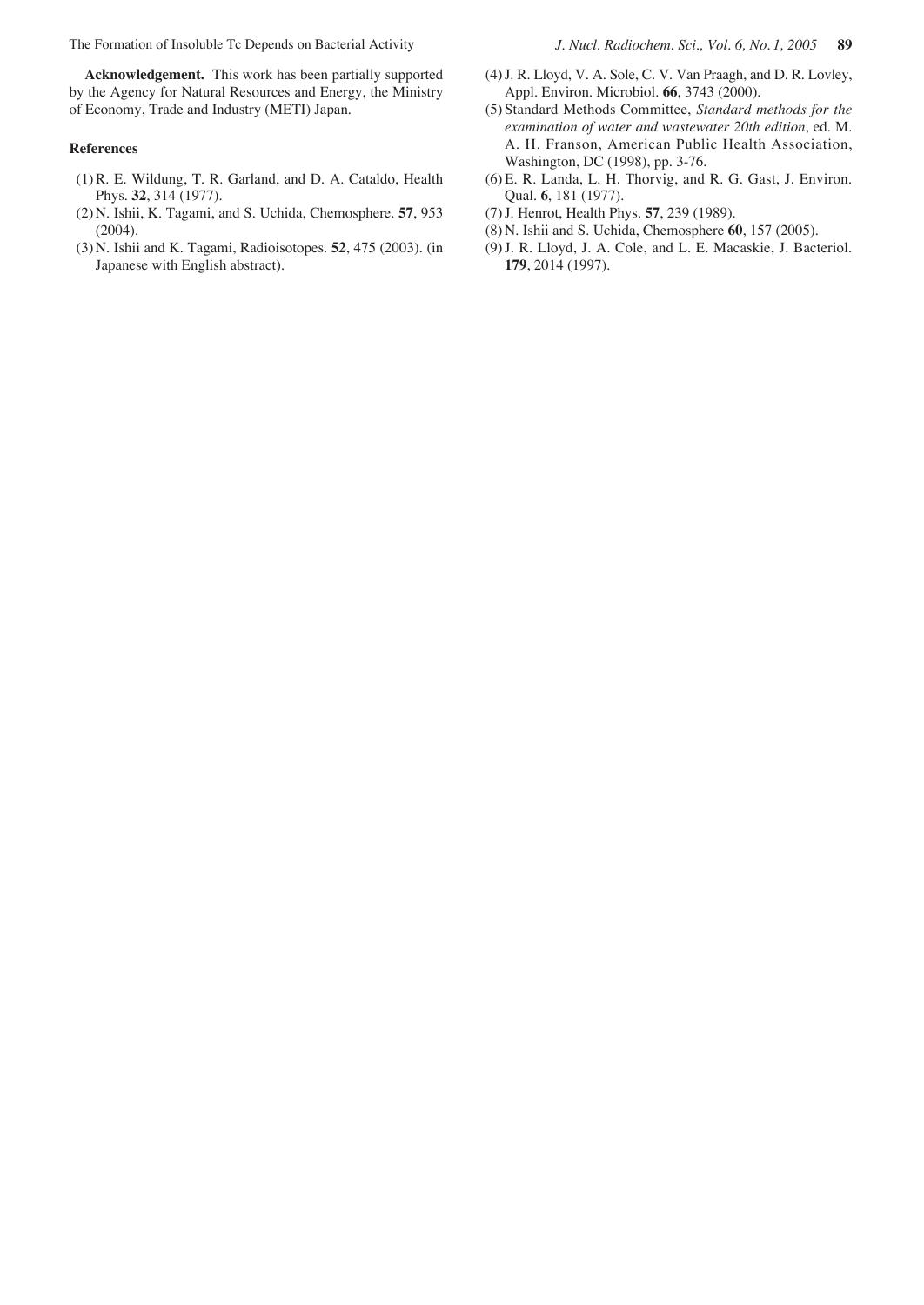**Acknowledgement.** This work has been partially supported by the Agency for Natural Resources and Energy, the Ministry of Economy, Trade and Industry (METI) Japan.

## References

(1) R. E. Wildung, T. R. Garland, and D. A. Cataldo, Health Phys. **32**, 314 (1977).

(2) N. Ishii, K. Tagami, and S. Uchida, Chemosphere. **57**, 953 (2004).

(3) N. Ishii and K. Tagami, Radioisotopes. **52**, 475 (2003). (in Japanese with English abstract).

(4) J. R. Lloyd, V. A. Sole, C. V. Van Praagh, and D. R. Lovley, Appl. Environ. Microbiol. **66**, 3743 (2000).

(5) Standard Methods Committee, *Standard methods for the examination of water and wastewater 20th edition*, ed. M. A. H. Franson, American Public Health Association, Washington, DC (1998), pp. 3-76.

(6) E. R. Landa, L. H. Thorvig, and R. G. Gast, J. Environ. Qual. **6**, 181 (1977).

(7) J. Henrot, Health Phys. **57**, 239 (1989).

(8) N. Ishii and S. Uchida, Chemosphere **60**, 157 (2005).

(9) J. R. Lloyd, J. A. Cole, and L. E. Macaskie, J. Bacteriol. **179**, 2014 (1997).